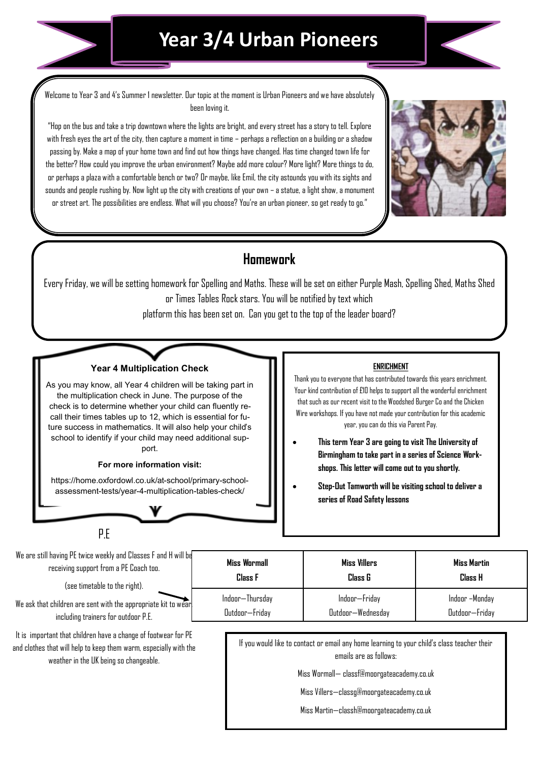# Year 3/4 Urban Pioneers

Welcome to Year 3 and 4's Summer 1 newsletter. Our topic at the moment is Urban Pioneers and we have absolutely been loving it.

"Hop on the bus and take a trip downtown where the lights are bright, and every street has a story to tell. Explore with fresh eyes the art of the city, then capture a moment in time – perhaps a reflection on a building or a shadow passing by. Make a map of your home town and find out how things have changed. Has time changed town life for the better? How could you improve the urban environment? Maybe add more colour? More light? More things to do, or perhaps a plaza with a comfortable bench or two? Or maybe, like Emil, the city astounds you with its sights and sounds and people rushing by. Now light up the city with creations of your own – a statue, a light show, a monument or street art. The possibilities are endless. What will you choose? You're an urban pioneer, so get ready to go."

## Homework

Every Friday, we will be setting homework for Spelling and Maths. These will be set on either Purple Mash, Spelling Shed, Maths Shed or Times Tables Rock stars. You will be notified by text which platform this has been set on. Can you get to the top of the leader board?

### Year 4 Multiplication Check

As you may know, all Year 4 children will be taking part in the multiplication check in June. The purpose of the check is to determine whether your child can fluently recall their times tables up to 12, which is essential for future success in mathematics. It will also help your child's school to identify if your child may need additional support.

**For more information visit:**

https://home.oxfordowl.co.uk/at-school/primary-school-assessment-tests/year-4-multiplication-tables-check/

### ENRICHMENT

Thank you to everyone that has contributed towards this years enrichment. Your kind contribution of £10 helps to support all the wonderful enrichment that such as our recent visit to the Woodshed Burger Co and the Chicken Wire workshops. If you have not made your contribution for this academic year, you can do this via Parent Pay.

- **This term Year 3 are going to visit The University of Birmingham to take part in a series of Science Workshops. This letter will come out to you shortly.**
- **Step-Out Tamworth will be visiting school to deliver a series of Road Safety lessons**

### P.E

We are still having PE twice weekly and Classes F and H will be receiving support from a PE Coach too.

(see timetable to the right).

We ask that children are sent with the appropriate kit to wear including trainers for outdoor P.E.

It is important that children have a change of footwear for PE and clothes that will help to keep them warm, especially with the weather in the UK being so changeable.

| Miss Wormall Class F | Miss Villers Class G | Miss Martin Class H |
|---|---|---|
| Indoor—Thursday<br>Outdoor—Friday | Indoor—Friday<br>Outdoor—Wednesday | Indoor –Monday<br>Outdoor—Friday |

If you would like to contact or email any home learning to your child's class teacher their emails are as follows:

Miss Wormall— classf@moorgateacademy.co.uk

Miss Villers—classg@moorgateacademy.co.uk

Miss Martin—classh@moorgateacademy.co.uk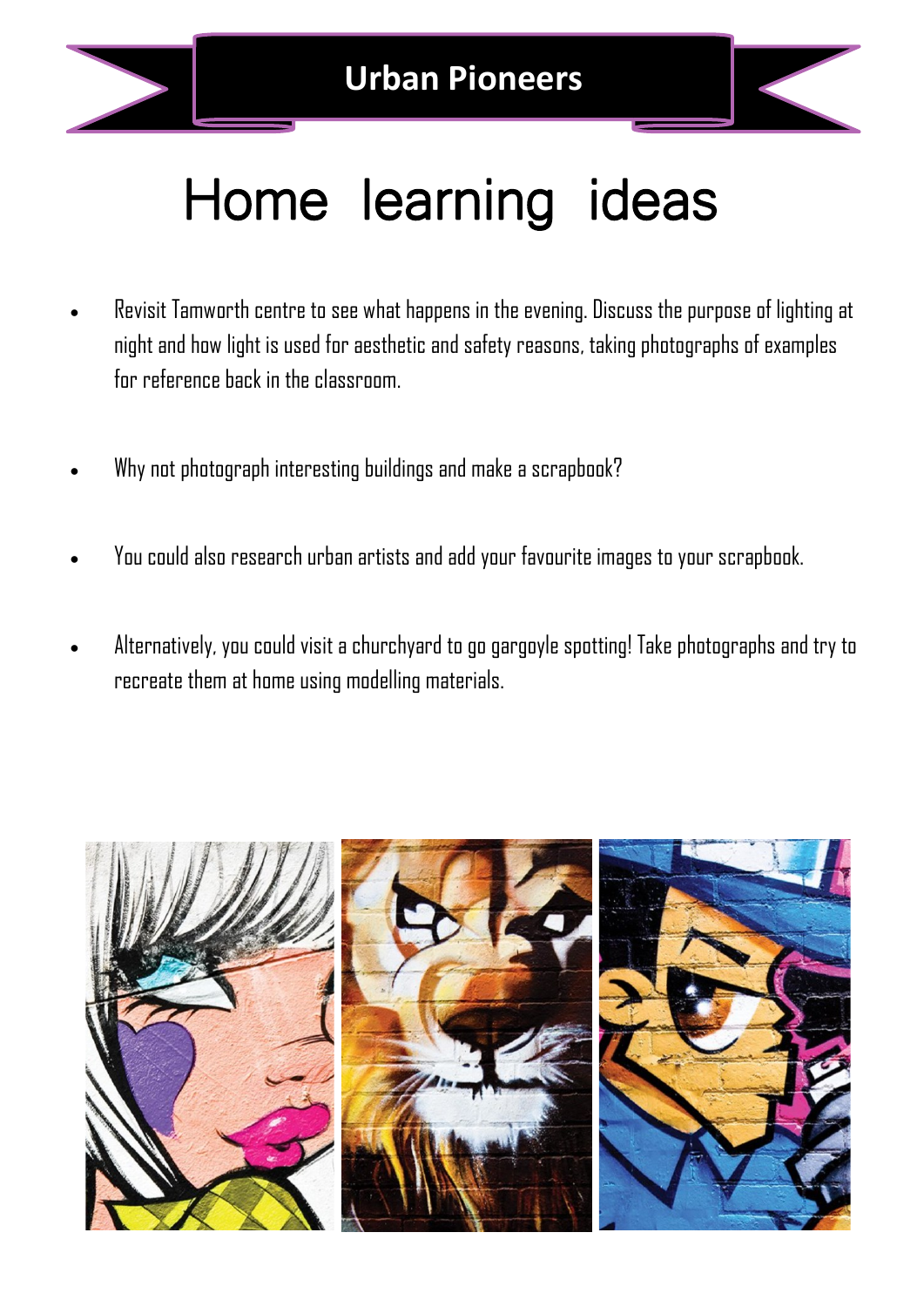**Urban Pioneers**

# Home learning ideas

- Revisit Tamworth centre to see what happens in the evening. Discuss the purpose of lighting at night and how light is used for aesthetic and safety reasons, taking photographs of examples for reference back in the classroom.

- Why not photograph interesting buildings and make a scrapbook?

- You could also research urban artists and add your favourite images to your scrapbook.

- Alternatively, you could visit a churchyard to go gargoyle spotting! Take photographs and try to recreate them at home using modelling materials.